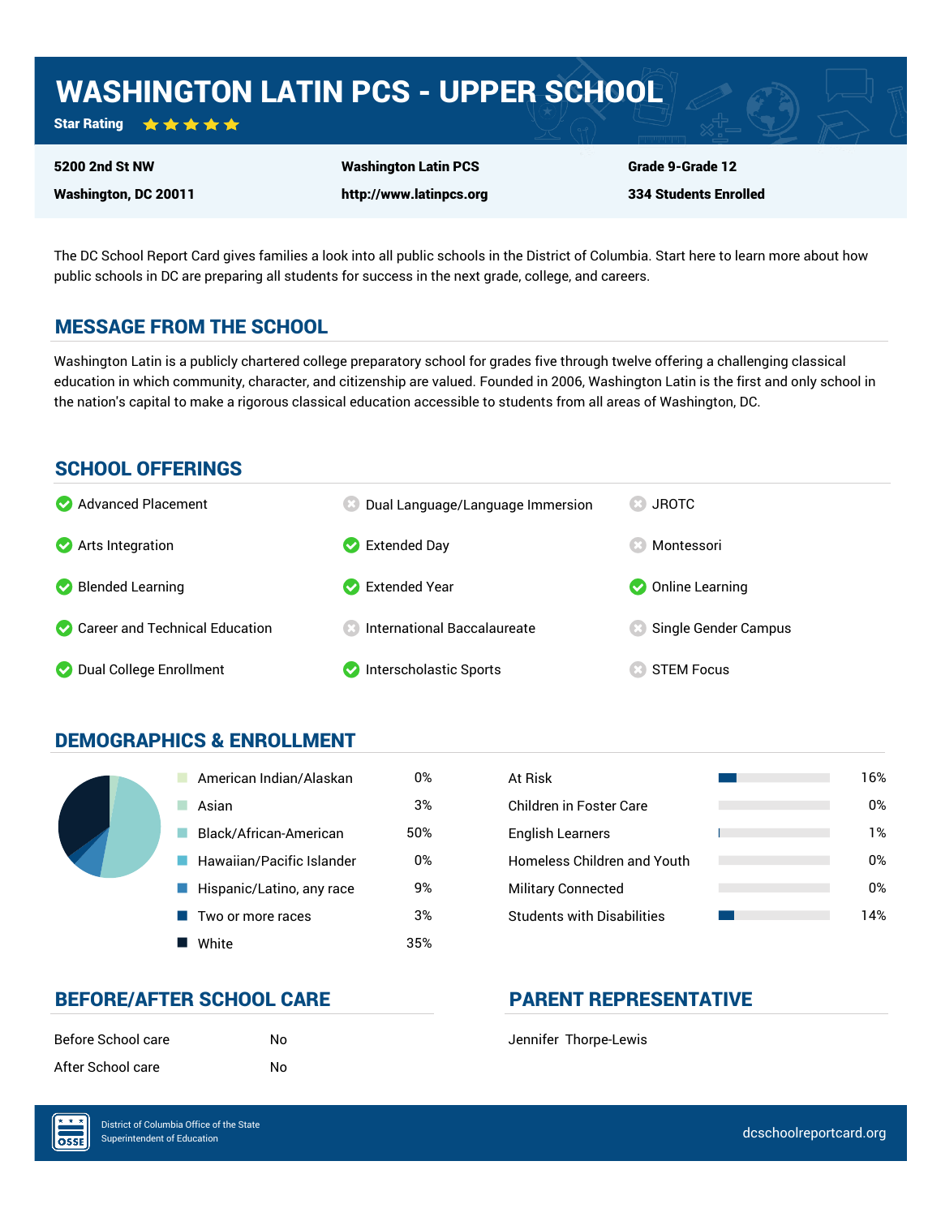# WASHINGTON LATIN PCS - UPPER SCHOOL

**Star Rating** ★★★★★

| | | |
|---|---|---|
| **5200 2nd St NW** | **Washington Latin PCS** | **Grade 9-Grade 12** |
| **Washington, DC 20011** | **http://www.latinpcs.org** | **334 Students Enrolled** |

The DC School Report Card gives families a look into all public schools in the District of Columbia. Start here to learn more about how public schools in DC are preparing all students for success in the next grade, college, and careers.

## MESSAGE FROM THE SCHOOL

Washington Latin is a publicly chartered college preparatory school for grades five through twelve offering a challenging classical education in which community, character, and citizenship are valued. Founded in 2006, Washington Latin is the first and only school in the nation's capital to make a rigorous classical education accessible to students from all areas of Washington, DC.

## SCHOOL OFFERINGS

- ✔ Advanced Placement
- ✔ Arts Integration
- ✔ Blended Learning
- ✔ Career and Technical Education
- ✔ Dual College Enrollment
- ✖ Dual Language/Language Immersion
- ✔ Extended Day
- ✔ Extended Year
- ✖ International Baccalaureate
- ✔ Interscholastic Sports
- ✖ JROTC
- ✖ Montessori
- ✔ Online Learning
- ✖ Single Gender Campus
- ✖ STEM Focus

## DEMOGRAPHICS & ENROLLMENT

| Race/Ethnicity | Percent |
|---|---|
| American Indian/Alaskan | 0% |
| Asian | 3% |
| Black/African-American | 50% |
| Hawaiian/Pacific Islander | 0% |
| Hispanic/Latino, any race | 9% |
| Two or more races | 3% |
| White | 35% |

| Student Group | Percent |
|---|---|
| At Risk | 16% |
| Children in Foster Care | 0% |
| English Learners | 1% |
| Homeless Children and Youth | 0% |
| Military Connected | 0% |
| Students with Disabilities | 14% |

## BEFORE/AFTER SCHOOL CARE

| | |
|---|---|
| Before School care | No |
| After School care | No |

## PARENT REPRESENTATIVE

Jennifer Thorpe-Lewis

District of Columbia Office of the State Superintendent of Education

dcschoolreportcard.org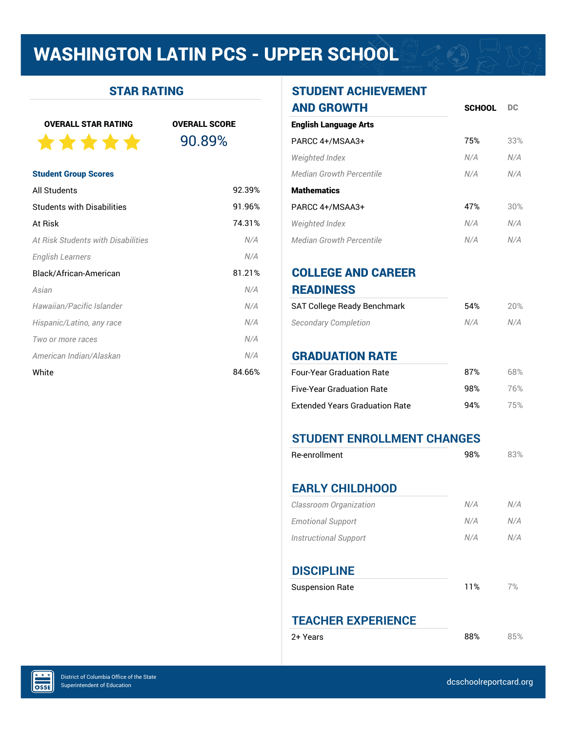# WASHINGTON LATIN PCS - UPPER SCHOOL

## STAR RATING

**OVERALL STAR RATING**

★★★★★

**OVERALL SCORE**

90.89%

### Student Group Scores

| | |
|---|---|
| All Students | 92.39% |
| Students with Disabilities | 91.96% |
| At Risk | 74.31% |
| *At Risk Students with Disabilities* | *N/A* |
| *English Learners* | *N/A* |
| Black/African-American | 81.21% |
| *Asian* | *N/A* |
| *Hawaiian/Pacific Islander* | *N/A* |
| *Hispanic/Latino, any race* | *N/A* |
| *Two or more races* | *N/A* |
| *American Indian/Alaskan* | *N/A* |
| White | 84.66% |

## STUDENT ACHIEVEMENT AND GROWTH

| | SCHOOL | DC |
|---|---|---|
| **English Language Arts** | | |
| PARCC 4+/MSAA3+ | 75% | 33% |
| *Weighted Index* | *N/A* | *N/A* |
| *Median Growth Percentile* | *N/A* | *N/A* |
| **Mathematics** | | |
| PARCC 4+/MSAA3+ | 47% | 30% |
| *Weighted Index* | *N/A* | *N/A* |
| *Median Growth Percentile* | *N/A* | *N/A* |

## COLLEGE AND CAREER READINESS

| | SCHOOL | DC |
|---|---|---|
| SAT College Ready Benchmark | 54% | 20% |
| *Secondary Completion* | *N/A* | *N/A* |

## GRADUATION RATE

| | SCHOOL | DC |
|---|---|---|
| Four-Year Graduation Rate | 87% | 68% |
| Five-Year Graduation Rate | 98% | 76% |
| Extended Years Graduation Rate | 94% | 75% |

## STUDENT ENROLLMENT CHANGES

| | SCHOOL | DC |
|---|---|---|
| Re-enrollment | 98% | 83% |

## EARLY CHILDHOOD

| | SCHOOL | DC |
|---|---|---|
| *Classroom Organization* | *N/A* | *N/A* |
| *Emotional Support* | *N/A* | *N/A* |
| *Instructional Support* | *N/A* | *N/A* |

## DISCIPLINE

| | SCHOOL | DC |
|---|---|---|
| Suspension Rate | 11% | 7% |

## TEACHER EXPERIENCE

| | SCHOOL | DC |
|---|---|---|
| 2+ Years | 88% | 85% |

District of Columbia Office of the State Superintendent of Education

dcschoolreportcard.org